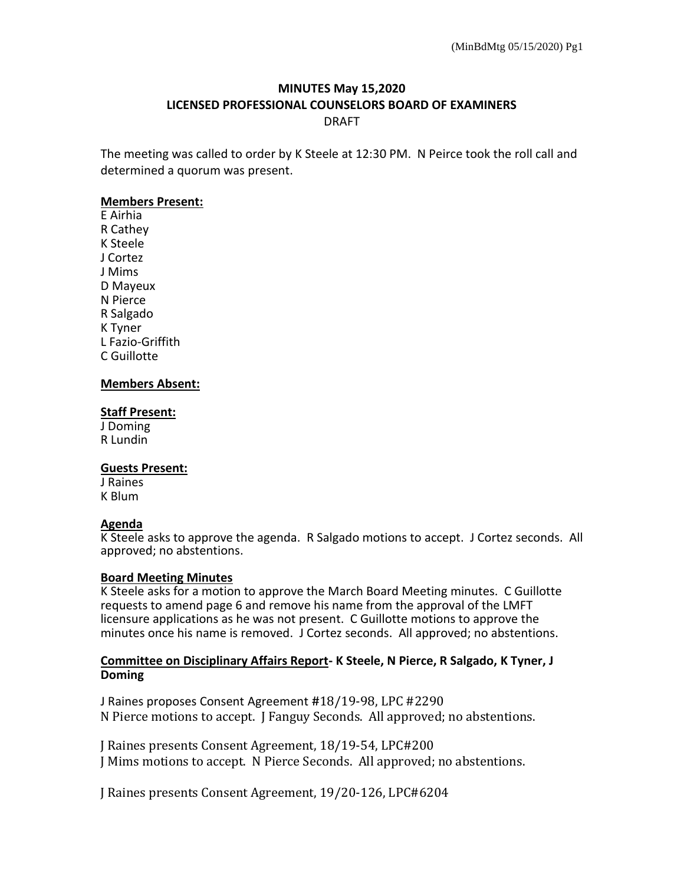# MINUTES May 15,2020
## LICENSED PROFESSIONAL COUNSELORS BOARD OF EXAMINERS
DRAFT

The meeting was called to order by K Steele at 12:30 PM. N Peirce took the roll call and determined a quorum was present.

**Members Present:**
E Airhia
R Cathey
K Steele
J Cortez
J Mims
D Mayeux
N Pierce
R Salgado
K Tyner
L Fazio-Griffith
C Guillotte

**Members Absent:**

**Staff Present:**
J Doming
R Lundin

**Guests Present:**
J Raines
K Blum

**Agenda**
K Steele asks to approve the agenda. R Salgado motions to accept. J Cortez seconds. All approved; no abstentions.

**Board Meeting Minutes**
K Steele asks for a motion to approve the March Board Meeting minutes. C Guillotte requests to amend page 6 and remove his name from the approval of the LMFT licensure applications as he was not present. C Guillotte motions to approve the minutes once his name is removed. J Cortez seconds. All approved; no abstentions.

**Committee on Disciplinary Affairs Report- K Steele, N Pierce, R Salgado, K Tyner, J Doming**

J Raines proposes Consent Agreement #18/19-98, LPC #2290
N Pierce motions to accept. J Fanguy Seconds. All approved; no abstentions.

J Raines presents Consent Agreement, 18/19-54, LPC#200
J Mims motions to accept. N Pierce Seconds. All approved; no abstentions.

J Raines presents Consent Agreement, 19/20-126, LPC#6204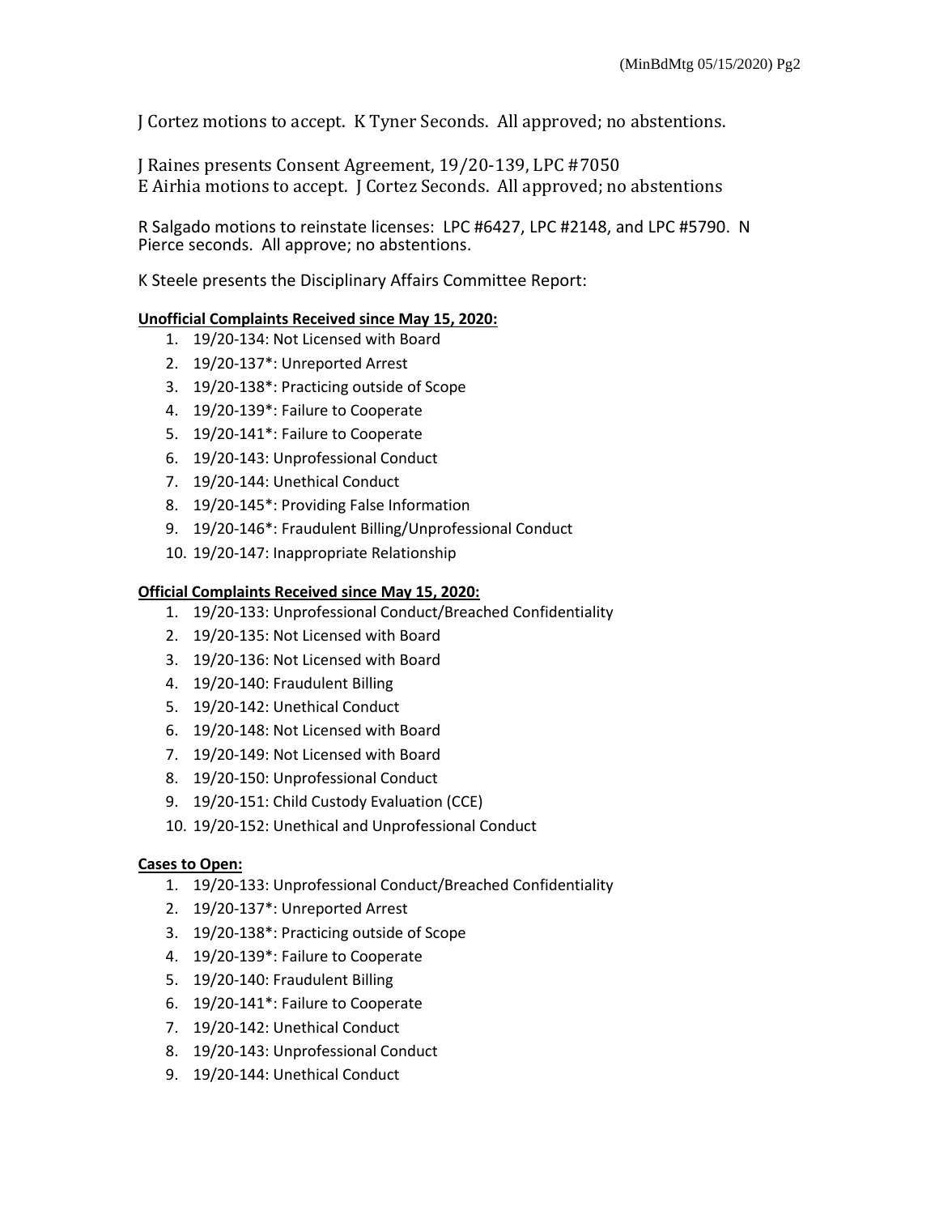J Cortez motions to accept. K Tyner Seconds. All approved; no abstentions.

J Raines presents Consent Agreement, 19/20-139, LPC #7050
E Airhia motions to accept. J Cortez Seconds. All approved; no abstentions

R Salgado motions to reinstate licenses: LPC #6427, LPC #2148, and LPC #5790. N Pierce seconds. All approve; no abstentions.

K Steele presents the Disciplinary Affairs Committee Report:

**Unofficial Complaints Received since May 15, 2020:**

1. 19/20-134: Not Licensed with Board
2. 19/20-137*: Unreported Arrest
3. 19/20-138*: Practicing outside of Scope
4. 19/20-139*: Failure to Cooperate
5. 19/20-141*: Failure to Cooperate
6. 19/20-143: Unprofessional Conduct
7. 19/20-144: Unethical Conduct
8. 19/20-145*: Providing False Information
9. 19/20-146*: Fraudulent Billing/Unprofessional Conduct
10. 19/20-147: Inappropriate Relationship

**Official Complaints Received since May 15, 2020:**

1. 19/20-133: Unprofessional Conduct/Breached Confidentiality
2. 19/20-135: Not Licensed with Board
3. 19/20-136: Not Licensed with Board
4. 19/20-140: Fraudulent Billing
5. 19/20-142: Unethical Conduct
6. 19/20-148: Not Licensed with Board
7. 19/20-149: Not Licensed with Board
8. 19/20-150: Unprofessional Conduct
9. 19/20-151: Child Custody Evaluation (CCE)
10. 19/20-152: Unethical and Unprofessional Conduct

**Cases to Open:**

1. 19/20-133: Unprofessional Conduct/Breached Confidentiality
2. 19/20-137*: Unreported Arrest
3. 19/20-138*: Practicing outside of Scope
4. 19/20-139*: Failure to Cooperate
5. 19/20-140: Fraudulent Billing
6. 19/20-141*: Failure to Cooperate
7. 19/20-142: Unethical Conduct
8. 19/20-143: Unprofessional Conduct
9. 19/20-144: Unethical Conduct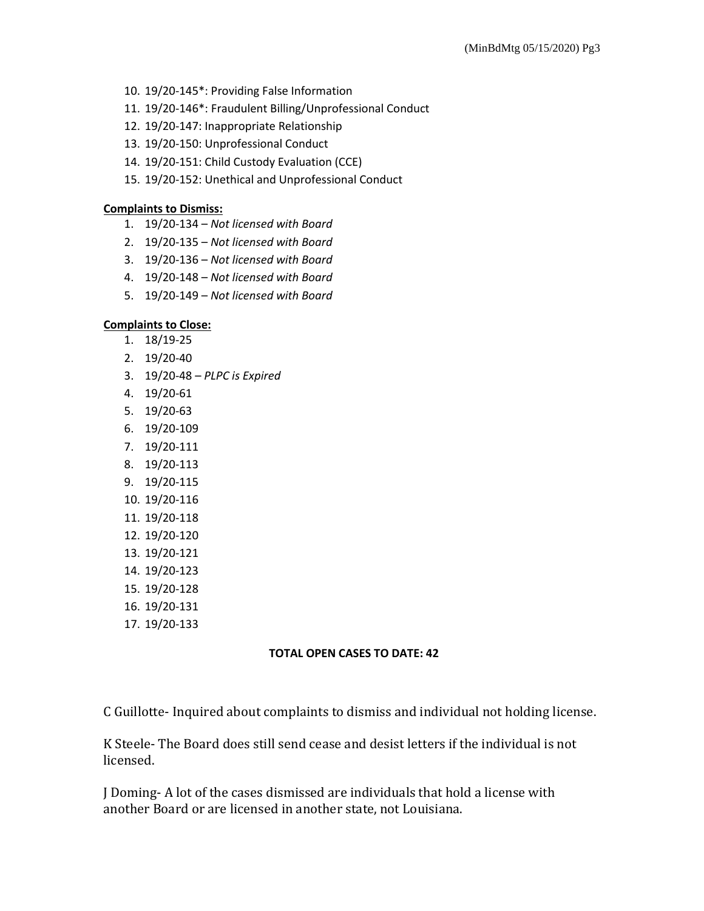10. 19/20-145*: Providing False Information
11. 19/20-146*: Fraudulent Billing/Unprofessional Conduct
12. 19/20-147: Inappropriate Relationship
13. 19/20-150: Unprofessional Conduct
14. 19/20-151: Child Custody Evaluation (CCE)
15. 19/20-152: Unethical and Unprofessional Conduct

**Complaints to Dismiss:**

1. 19/20-134 – *Not licensed with Board*
2. 19/20-135 – *Not licensed with Board*
3. 19/20-136 – *Not licensed with Board*
4. 19/20-148 – *Not licensed with Board*
5. 19/20-149 – *Not licensed with Board*

**Complaints to Close:**

1. 18/19-25
2. 19/20-40
3. 19/20-48 – *PLPC is Expired*
4. 19/20-61
5. 19/20-63
6. 19/20-109
7. 19/20-111
8. 19/20-113
9. 19/20-115
10. 19/20-116
11. 19/20-118
12. 19/20-120
13. 19/20-121
14. 19/20-123
15. 19/20-128
16. 19/20-131
17. 19/20-133

**TOTAL OPEN CASES TO DATE: 42**

C Guillotte- Inquired about complaints to dismiss and individual not holding license.

K Steele- The Board does still send cease and desist letters if the individual is not licensed.

J Doming- A lot of the cases dismissed are individuals that hold a license with another Board or are licensed in another state, not Louisiana.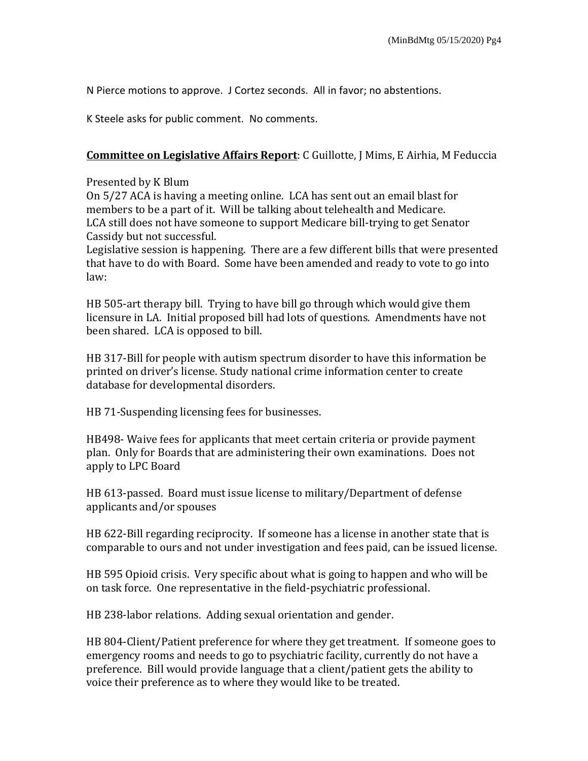N Pierce motions to approve. J Cortez seconds. All in favor; no abstentions.

K Steele asks for public comment. No comments.

**<u>Committee on Legislative Affairs Report</u>**: C Guillotte, J Mims, E Airhia, M Feduccia

Presented by K Blum
On 5/27 ACA is having a meeting online. LCA has sent out an email blast for members to be a part of it. Will be talking about telehealth and Medicare.
LCA still does not have someone to support Medicare bill-trying to get Senator Cassidy but not successful.
Legislative session is happening. There are a few different bills that were presented that have to do with Board. Some have been amended and ready to vote to go into law:

HB 505-art therapy bill. Trying to have bill go through which would give them licensure in LA. Initial proposed bill had lots of questions. Amendments have not been shared. LCA is opposed to bill.

HB 317-Bill for people with autism spectrum disorder to have this information be printed on driver's license. Study national crime information center to create database for developmental disorders.

HB 71-Suspending licensing fees for businesses.

HB498- Waive fees for applicants that meet certain criteria or provide payment plan. Only for Boards that are administering their own examinations. Does not apply to LPC Board

HB 613-passed. Board must issue license to military/Department of defense applicants and/or spouses

HB 622-Bill regarding reciprocity. If someone has a license in another state that is comparable to ours and not under investigation and fees paid, can be issued license.

HB 595 Opioid crisis. Very specific about what is going to happen and who will be on task force. One representative in the field-psychiatric professional.

HB 238-labor relations. Adding sexual orientation and gender.

HB 804-Client/Patient preference for where they get treatment. If someone goes to emergency rooms and needs to go to psychiatric facility, currently do not have a preference. Bill would provide language that a client/patient gets the ability to voice their preference as to where they would like to be treated.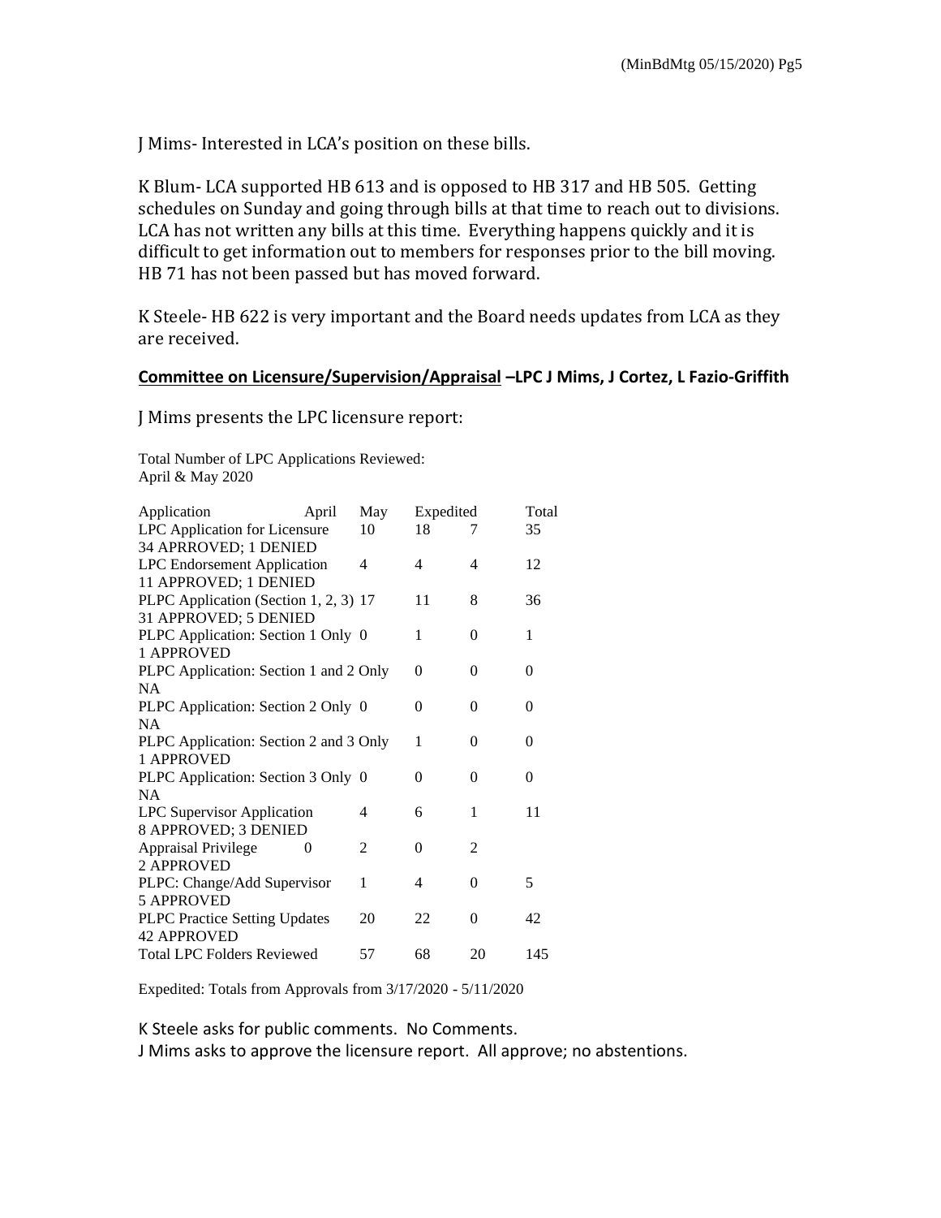J Mims- Interested in LCA's position on these bills.

K Blum- LCA supported HB 613 and is opposed to HB 317 and HB 505. Getting schedules on Sunday and going through bills at that time to reach out to divisions. LCA has not written any bills at this time. Everything happens quickly and it is difficult to get information out to members for responses prior to the bill moving. HB 71 has not been passed but has moved forward.

K Steele- HB 622 is very important and the Board needs updates from LCA as they are received.

**Committee on Licensure/Supervision/Appraisal –LPC J Mims, J Cortez, L Fazio-Griffith**

J Mims presents the LPC licensure report:

Total Number of LPC Applications Reviewed:
April & May 2020

| Application | April | May | Expedited | Total |
|---|---|---|---|---|
| LPC Application for Licensure | 10 | 18 | 7 | 35 |
| 34 APRROVED; 1 DENIED | | | | |
| LPC Endorsement Application | 4 | 4 | 4 | 12 |
| 11 APPROVED; 1 DENIED | | | | |
| PLPC Application (Section 1, 2, 3) | 17 | 11 | 8 | 36 |
| 31 APPROVED; 5 DENIED | | | | |
| PLPC Application: Section 1 Only | 0 | 1 | 0 | 1 |
| 1 APPROVED | | | | |
| PLPC Application: Section 1 and 2 Only | | 0 | 0 | 0 |
| NA | | | | |
| PLPC Application: Section 2 Only | 0 | 0 | 0 | 0 |
| NA | | | | |
| PLPC Application: Section 2 and 3 Only | | 1 | 0 | 0 |
| 1 APPROVED | | | | |
| PLPC Application: Section 3 Only | 0 | 0 | 0 | 0 |
| NA | | | | |
| LPC Supervisor Application | 4 | 6 | 1 | 11 |
| 8 APPROVED; 3 DENIED | | | | |
| Appraisal Privilege | 0 | 2 | 0 | 2 |
| 2 APPROVED | | | | |
| PLPC: Change/Add Supervisor | 1 | 4 | 0 | 5 |
| 5 APPROVED | | | | |
| PLPC Practice Setting Updates | 20 | 22 | 0 | 42 |
| 42 APPROVED | | | | |
| Total LPC Folders Reviewed | 57 | 68 | 20 | 145 |

Expedited: Totals from Approvals from 3/17/2020 - 5/11/2020

K Steele asks for public comments. No Comments.
J Mims asks to approve the licensure report. All approve; no abstentions.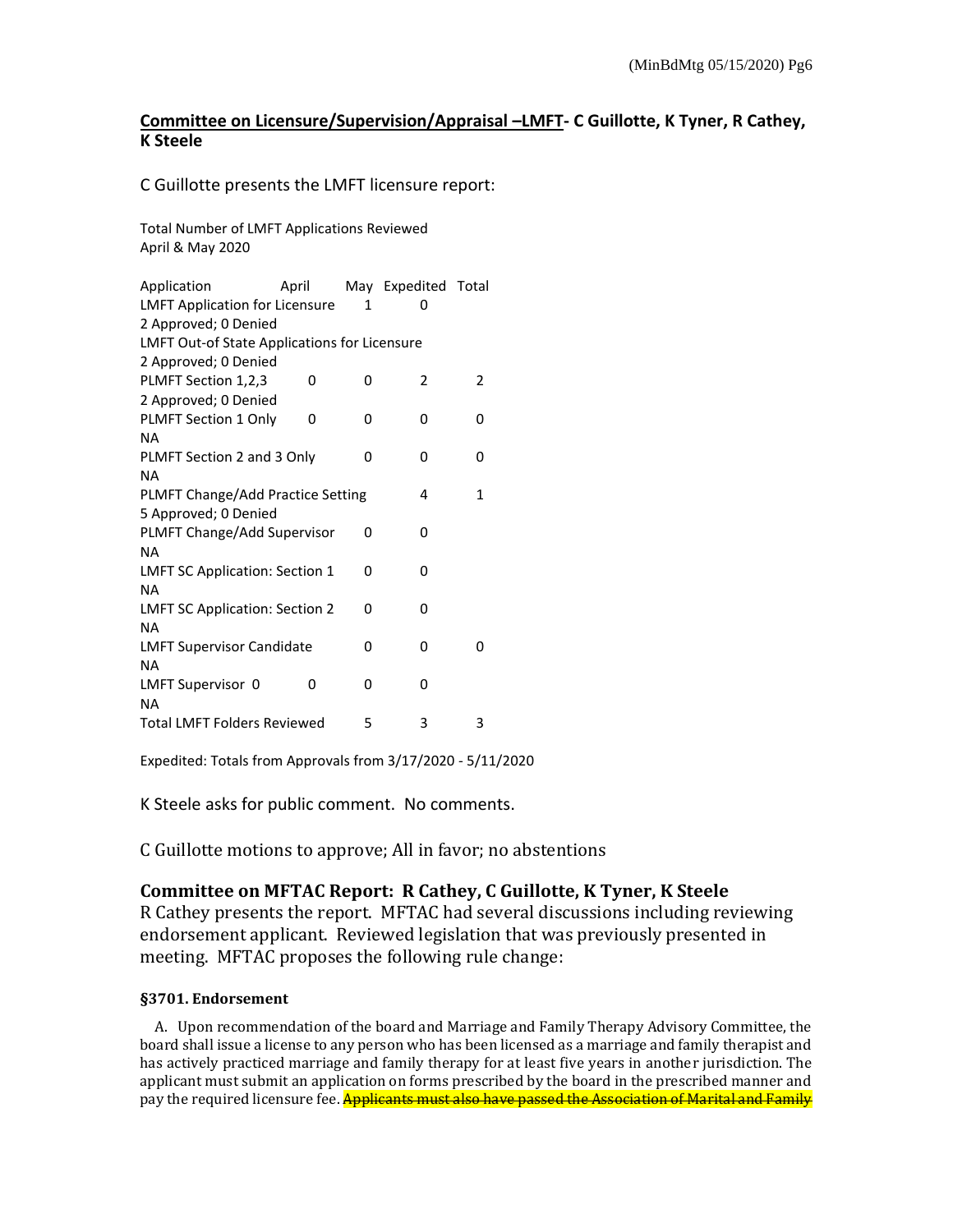**Committee on Licensure/Supervision/Appraisal –LMFT- C Guillotte, K Tyner, R Cathey, K Steele**

C Guillotte presents the LMFT licensure report:

Total Number of LMFT Applications Reviewed
April & May 2020

| Application | April | May | Expedited | Total |
|---|---|---|---|---|
| LMFT Application for Licensure | | 1 | 0 | |
| 2 Approved; 0 Denied | | | | |
| LMFT Out-of State Applications for Licensure | | | | |
| 2 Approved; 0 Denied | | | | |
| PLMFT Section 1,2,3 | 0 | 0 | 2 | 2 |
| 2 Approved; 0 Denied | | | | |
| PLMFT Section 1 Only | 0 | 0 | 0 | 0 |
| NA | | | | |
| PLMFT Section 2 and 3 Only | | 0 | 0 | 0 |
| NA | | | | |
| PLMFT Change/Add Practice Setting | | | 4 | 1 |
| 5 Approved; 0 Denied | | | | |
| PLMFT Change/Add Supervisor | | 0 | 0 | |
| NA | | | | |
| LMFT SC Application: Section 1 | | 0 | 0 | |
| NA | | | | |
| LMFT SC Application: Section 2 | | 0 | 0 | |
| NA | | | | |
| LMFT Supervisor Candidate | | 0 | 0 | 0 |
| NA | | | | |
| LMFT Supervisor 0 | 0 | 0 | 0 | |
| NA | | | | |
| Total LMFT Folders Reviewed | | 5 | 3 | 3 |

Expedited: Totals from Approvals from 3/17/2020 - 5/11/2020

K Steele asks for public comment. No comments.

C Guillotte motions to approve; All in favor; no abstentions

### Committee on MFTAC Report: R Cathey, C Guillotte, K Tyner, K Steele

R Cathey presents the report. MFTAC had several discussions including reviewing endorsement applicant. Reviewed legislation that was previously presented in meeting. MFTAC proposes the following rule change:

**§3701. Endorsement**

A. Upon recommendation of the board and Marriage and Family Therapy Advisory Committee, the board shall issue a license to any person who has been licensed as a marriage and family therapist and has actively practiced marriage and family therapy for at least five years in another jurisdiction. The applicant must submit an application on forms prescribed by the board in the prescribed manner and pay the required licensure fee. ~~Applicants must also have passed the Association of Marital and Family~~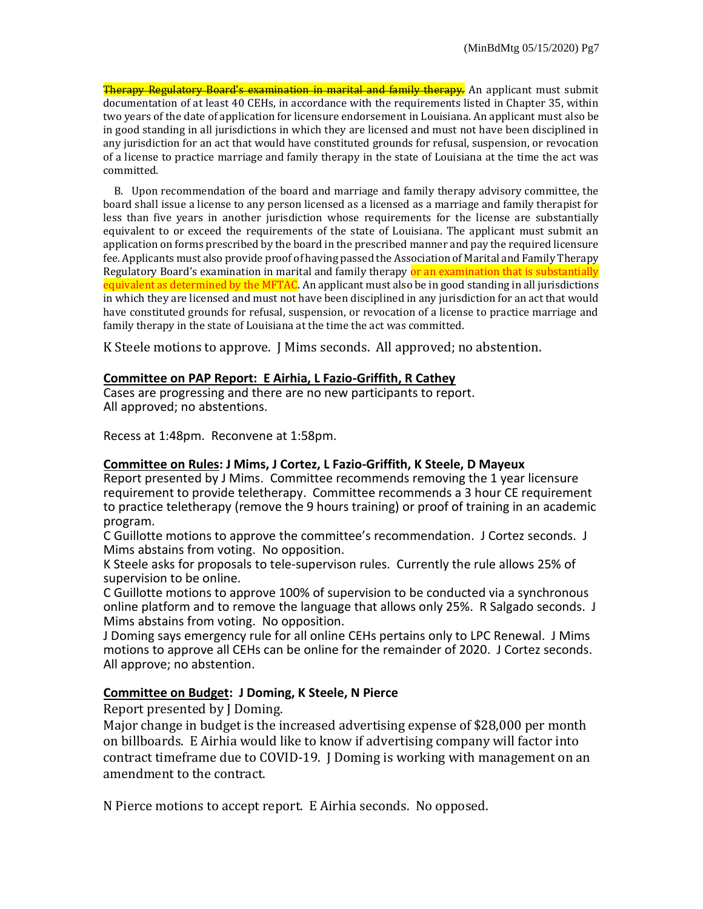~~Therapy Regulatory Board's examination in marital and family therapy.~~ An applicant must submit documentation of at least 40 CEHs, in accordance with the requirements listed in Chapter 35, within two years of the date of application for licensure endorsement in Louisiana. An applicant must also be in good standing in all jurisdictions in which they are licensed and must not have been disciplined in any jurisdiction for an act that would have constituted grounds for refusal, suspension, or revocation of a license to practice marriage and family therapy in the state of Louisiana at the time the act was committed.

B. Upon recommendation of the board and marriage and family therapy advisory committee, the board shall issue a license to any person licensed as a licensed as a marriage and family therapist for less than five years in another jurisdiction whose requirements for the license are substantially equivalent to or exceed the requirements of the state of Louisiana. The applicant must submit an application on forms prescribed by the board in the prescribed manner and pay the required licensure fee. Applicants must also provide proof of having passed the Association of Marital and Family Therapy Regulatory Board's examination in marital and family therapy or an examination that is substantially equivalent as determined by the MFTAC. An applicant must also be in good standing in all jurisdictions in which they are licensed and must not have been disciplined in any jurisdiction for an act that would have constituted grounds for refusal, suspension, or revocation of a license to practice marriage and family therapy in the state of Louisiana at the time the act was committed.

K Steele motions to approve. J Mims seconds. All approved; no abstention.

**Committee on PAP Report: E Airhia, L Fazio-Griffith, R Cathey**

Cases are progressing and there are no new participants to report.
All approved; no abstentions.

Recess at 1:48pm. Reconvene at 1:58pm.

**Committee on Rules: J Mims, J Cortez, L Fazio-Griffith, K Steele, D Mayeux**

Report presented by J Mims. Committee recommends removing the 1 year licensure requirement to provide teletherapy. Committee recommends a 3 hour CE requirement to practice teletherapy (remove the 9 hours training) or proof of training in an academic program.

C Guillotte motions to approve the committee's recommendation. J Cortez seconds. J Mims abstains from voting. No opposition.

K Steele asks for proposals to tele-supervison rules. Currently the rule allows 25% of supervision to be online.

C Guillotte motions to approve 100% of supervision to be conducted via a synchronous online platform and to remove the language that allows only 25%. R Salgado seconds. J Mims abstains from voting. No opposition.

J Doming says emergency rule for all online CEHs pertains only to LPC Renewal. J Mims motions to approve all CEHs can be online for the remainder of 2020. J Cortez seconds. All approve; no abstention.

**Committee on Budget: J Doming, K Steele, N Pierce**

Report presented by J Doming.

Major change in budget is the increased advertising expense of $28,000 per month on billboards. E Airhia would like to know if advertising company will factor into contract timeframe due to COVID-19. J Doming is working with management on an amendment to the contract.

N Pierce motions to accept report. E Airhia seconds. No opposed.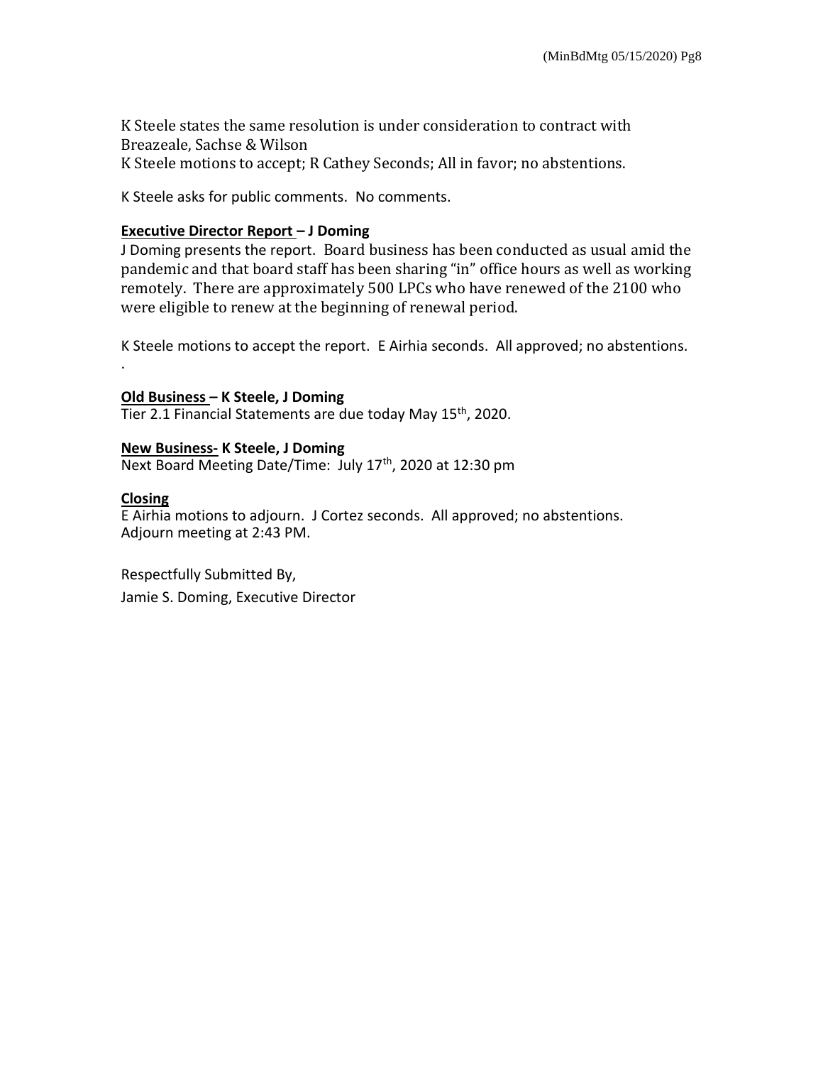K Steele states the same resolution is under consideration to contract with Breazeale, Sachse & Wilson
K Steele motions to accept; R Cathey Seconds; All in favor; no abstentions.

K Steele asks for public comments. No comments.

**Executive Director Report – J Doming**

J Doming presents the report. Board business has been conducted as usual amid the pandemic and that board staff has been sharing "in" office hours as well as working remotely. There are approximately 500 LPCs who have renewed of the 2100 who were eligible to renew at the beginning of renewal period.

K Steele motions to accept the report. E Airhia seconds. All approved; no abstentions.

.

**Old Business – K Steele, J Doming**

Tier 2.1 Financial Statements are due today May 15th, 2020.

**New Business- K Steele, J Doming**

Next Board Meeting Date/Time: July 17th, 2020 at 12:30 pm

**Closing**

E Airhia motions to adjourn. J Cortez seconds. All approved; no abstentions.
Adjourn meeting at 2:43 PM.

Respectfully Submitted By,

Jamie S. Doming, Executive Director